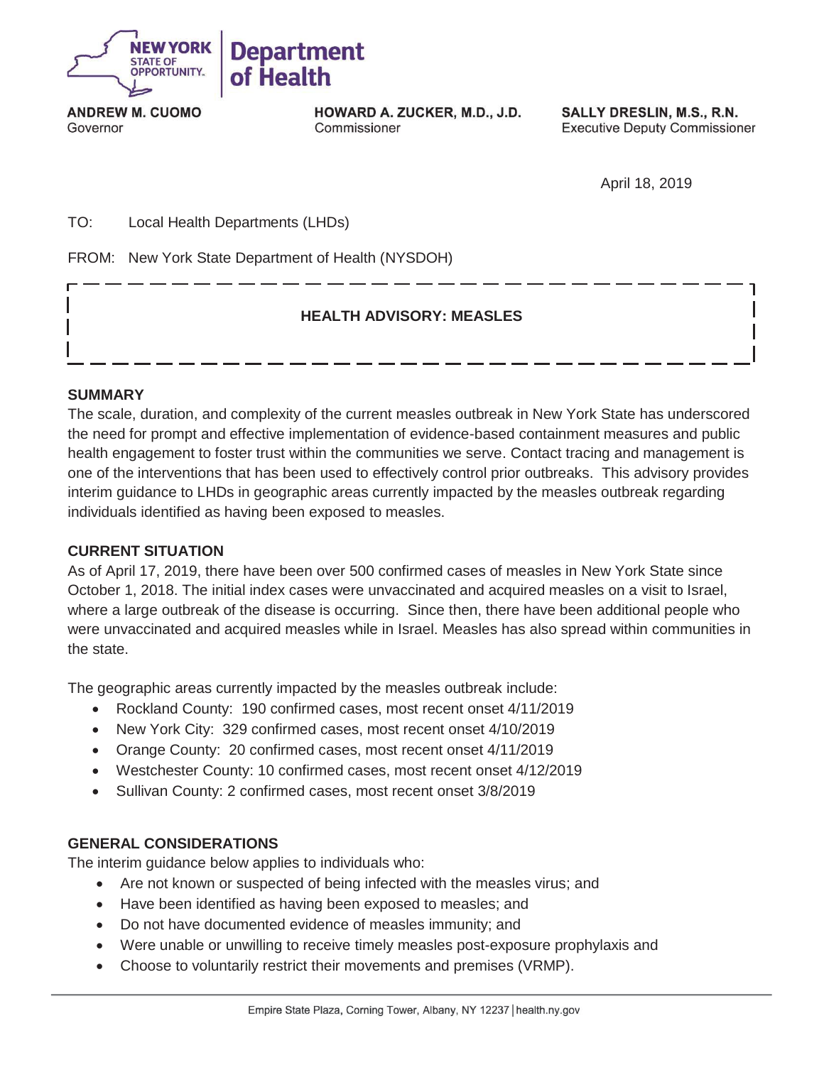NEW YORK STATE OF OPPORTUNITY. | Department of Health

**ANDREW M. CUOMO**
Governor

**HOWARD A. ZUCKER, M.D., J.D.**
Commissioner

**SALLY DRESLIN, M.S., R.N.**
Executive Deputy Commissioner

April 18, 2019

TO: Local Health Departments (LHDs)

FROM: New York State Department of Health (NYSDOH)

**HEALTH ADVISORY: MEASLES**

## SUMMARY

The scale, duration, and complexity of the current measles outbreak in New York State has underscored the need for prompt and effective implementation of evidence-based containment measures and public health engagement to foster trust within the communities we serve. Contact tracing and management is one of the interventions that has been used to effectively control prior outbreaks. This advisory provides interim guidance to LHDs in geographic areas currently impacted by the measles outbreak regarding individuals identified as having been exposed to measles.

## CURRENT SITUATION

As of April 17, 2019, there have been over 500 confirmed cases of measles in New York State since October 1, 2018. The initial index cases were unvaccinated and acquired measles on a visit to Israel, where a large outbreak of the disease is occurring. Since then, there have been additional people who were unvaccinated and acquired measles while in Israel. Measles has also spread within communities in the state.

The geographic areas currently impacted by the measles outbreak include:

- Rockland County: 190 confirmed cases, most recent onset 4/11/2019
- New York City: 329 confirmed cases, most recent onset 4/10/2019
- Orange County: 20 confirmed cases, most recent onset 4/11/2019
- Westchester County: 10 confirmed cases, most recent onset 4/12/2019
- Sullivan County: 2 confirmed cases, most recent onset 3/8/2019

## GENERAL CONSIDERATIONS

The interim guidance below applies to individuals who:

- Are not known or suspected of being infected with the measles virus; and
- Have been identified as having been exposed to measles; and
- Do not have documented evidence of measles immunity; and
- Were unable or unwilling to receive timely measles post-exposure prophylaxis and
- Choose to voluntarily restrict their movements and premises (VRMP).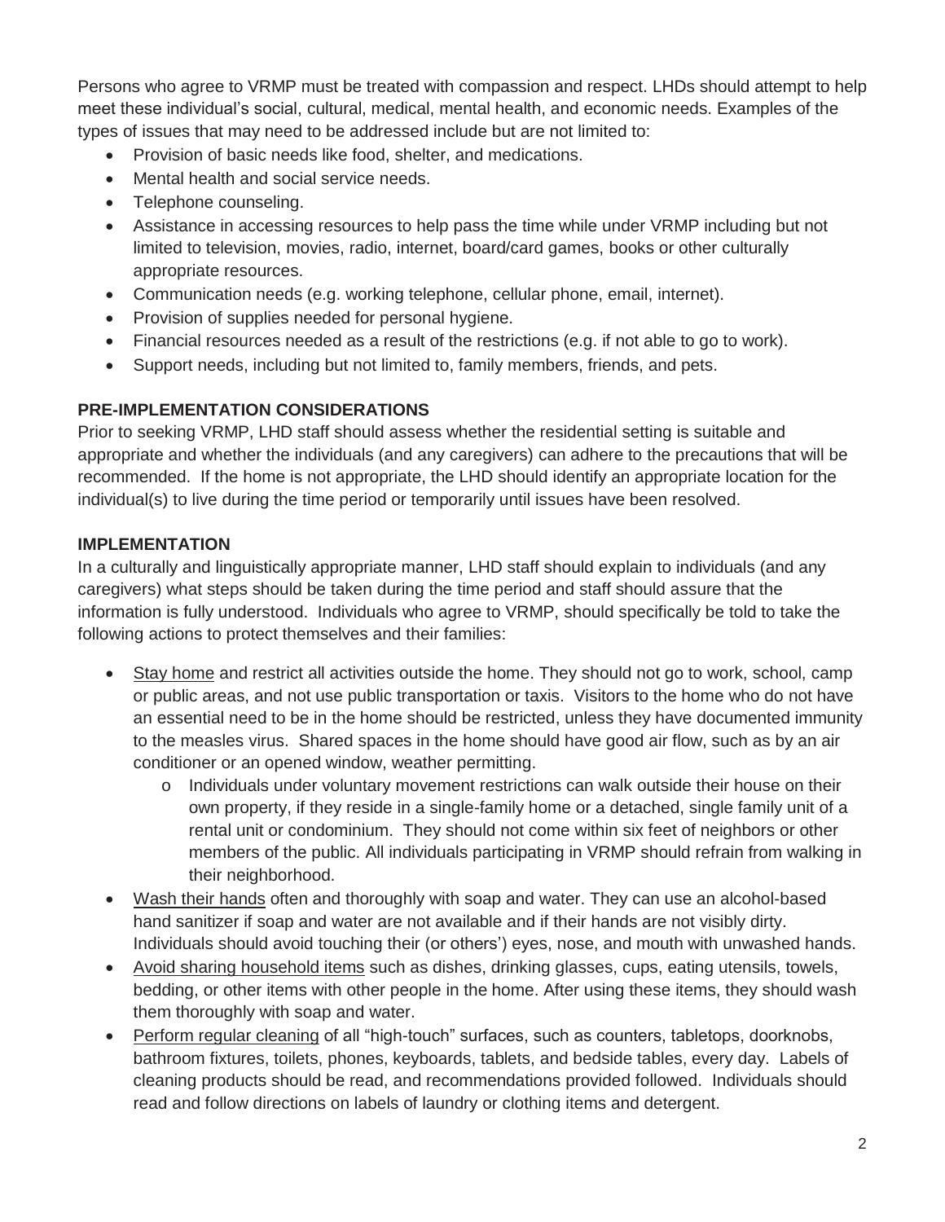Persons who agree to VRMP must be treated with compassion and respect. LHDs should attempt to help meet these individual's social, cultural, medical, mental health, and economic needs. Examples of the types of issues that may need to be addressed include but are not limited to:

- Provision of basic needs like food, shelter, and medications.
- Mental health and social service needs.
- Telephone counseling.
- Assistance in accessing resources to help pass the time while under VRMP including but not limited to television, movies, radio, internet, board/card games, books or other culturally appropriate resources.
- Communication needs (e.g. working telephone, cellular phone, email, internet).
- Provision of supplies needed for personal hygiene.
- Financial resources needed as a result of the restrictions (e.g. if not able to go to work).
- Support needs, including but not limited to, family members, friends, and pets.

**PRE-IMPLEMENTATION CONSIDERATIONS**

Prior to seeking VRMP, LHD staff should assess whether the residential setting is suitable and appropriate and whether the individuals (and any caregivers) can adhere to the precautions that will be recommended. If the home is not appropriate, the LHD should identify an appropriate location for the individual(s) to live during the time period or temporarily until issues have been resolved.

**IMPLEMENTATION**

In a culturally and linguistically appropriate manner, LHD staff should explain to individuals (and any caregivers) what steps should be taken during the time period and staff should assure that the information is fully understood. Individuals who agree to VRMP, should specifically be told to take the following actions to protect themselves and their families:

- <u>Stay home</u> and restrict all activities outside the home. They should not go to work, school, camp or public areas, and not use public transportation or taxis. Visitors to the home who do not have an essential need to be in the home should be restricted, unless they have documented immunity to the measles virus. Shared spaces in the home should have good air flow, such as by an air conditioner or an opened window, weather permitting.
    - Individuals under voluntary movement restrictions can walk outside their house on their own property, if they reside in a single-family home or a detached, single family unit of a rental unit or condominium. They should not come within six feet of neighbors or other members of the public. All individuals participating in VRMP should refrain from walking in their neighborhood.
- <u>Wash their hands</u> often and thoroughly with soap and water. They can use an alcohol-based hand sanitizer if soap and water are not available and if their hands are not visibly dirty. Individuals should avoid touching their (or others') eyes, nose, and mouth with unwashed hands.
- <u>Avoid sharing household items</u> such as dishes, drinking glasses, cups, eating utensils, towels, bedding, or other items with other people in the home. After using these items, they should wash them thoroughly with soap and water.
- <u>Perform regular cleaning</u> of all "high-touch" surfaces, such as counters, tabletops, doorknobs, bathroom fixtures, toilets, phones, keyboards, tablets, and bedside tables, every day. Labels of cleaning products should be read, and recommendations provided followed. Individuals should read and follow directions on labels of laundry or clothing items and detergent.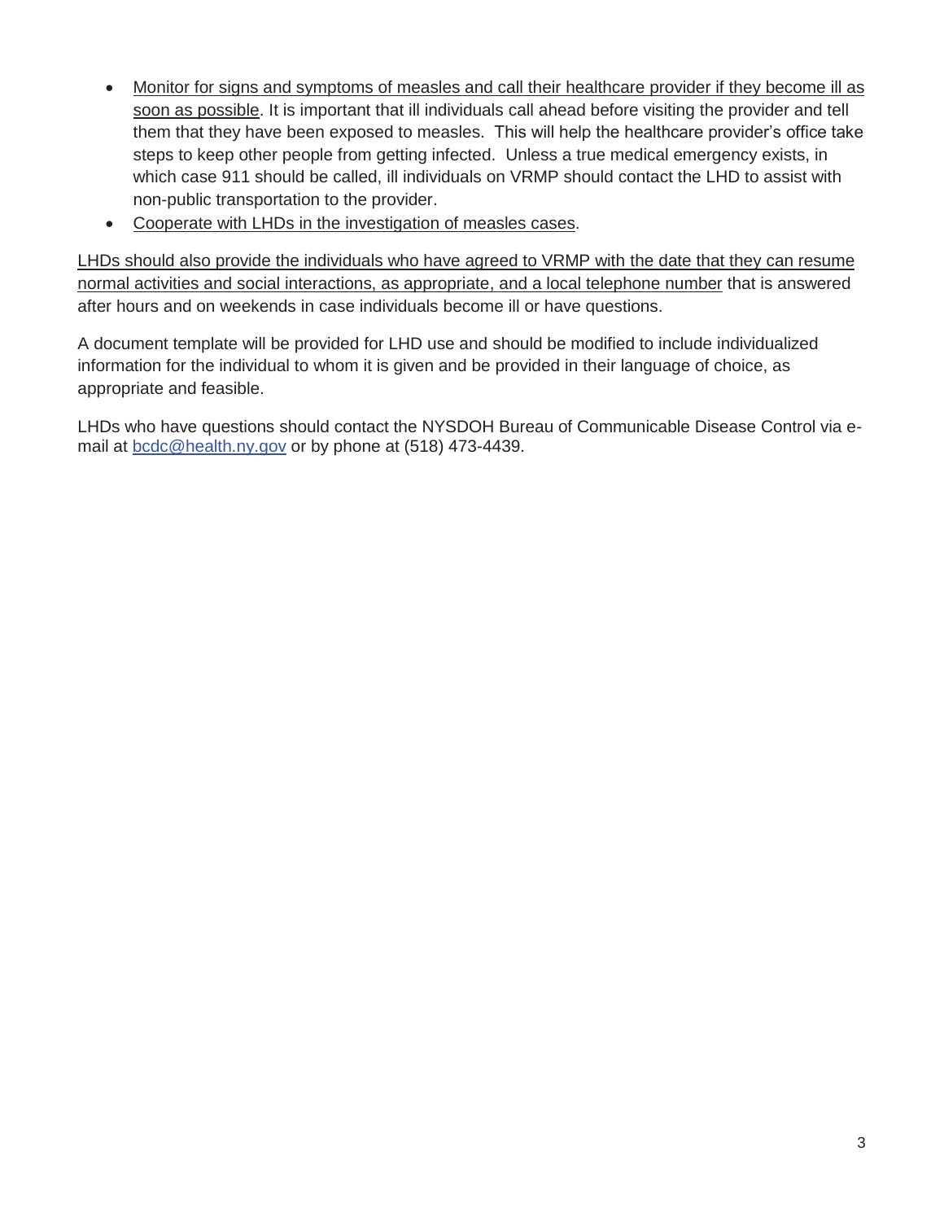- <u>Monitor for signs and symptoms of measles and call their healthcare provider if they become ill as soon as possible</u>. It is important that ill individuals call ahead before visiting the provider and tell them that they have been exposed to measles. This will help the healthcare provider's office take steps to keep other people from getting infected. Unless a true medical emergency exists, in which case 911 should be called, ill individuals on VRMP should contact the LHD to assist with non-public transportation to the provider.
- <u>Cooperate with LHDs in the investigation of measles cases</u>.

<u>LHDs should also provide the individuals who have agreed to VRMP with the date that they can resume normal activities and social interactions, as appropriate, and a local telephone number</u> that is answered after hours and on weekends in case individuals become ill or have questions.

A document template will be provided for LHD use and should be modified to include individualized information for the individual to whom it is given and be provided in their language of choice, as appropriate and feasible.

LHDs who have questions should contact the NYSDOH Bureau of Communicable Disease Control via e-mail at bcdc@health.ny.gov or by phone at (518) 473-4439.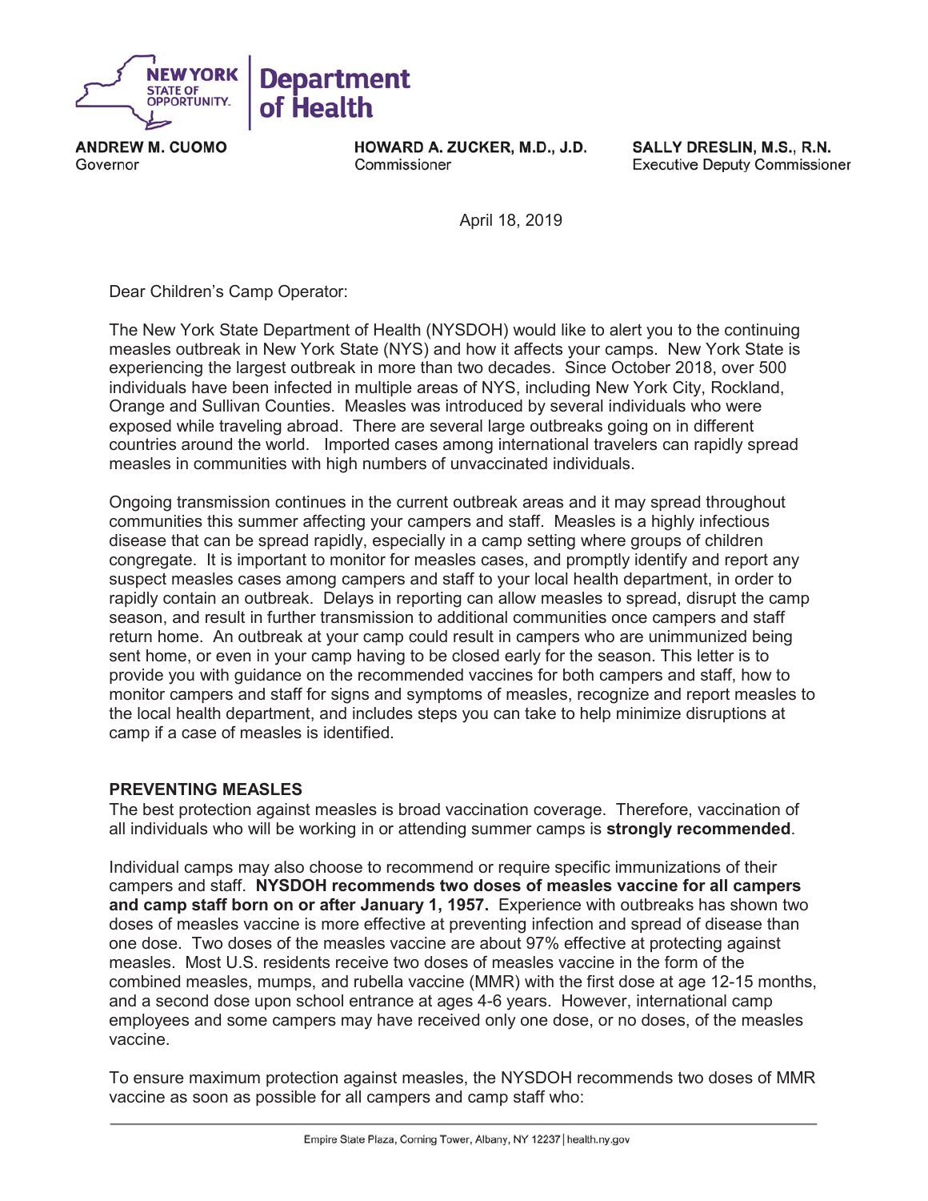**NEW YORK STATE OF OPPORTUNITY** | **Department of Health**

**ANDREW M. CUOMO**
Governor

**HOWARD A. ZUCKER, M.D., J.D.**
Commissioner

**SALLY DRESLIN, M.S., R.N.**
Executive Deputy Commissioner

April 18, 2019

Dear Children's Camp Operator:

The New York State Department of Health (NYSDOH) would like to alert you to the continuing measles outbreak in New York State (NYS) and how it affects your camps. New York State is experiencing the largest outbreak in more than two decades. Since October 2018, over 500 individuals have been infected in multiple areas of NYS, including New York City, Rockland, Orange and Sullivan Counties. Measles was introduced by several individuals who were exposed while traveling abroad. There are several large outbreaks going on in different countries around the world. Imported cases among international travelers can rapidly spread measles in communities with high numbers of unvaccinated individuals.

Ongoing transmission continues in the current outbreak areas and it may spread throughout communities this summer affecting your campers and staff. Measles is a highly infectious disease that can be spread rapidly, especially in a camp setting where groups of children congregate. It is important to monitor for measles cases, and promptly identify and report any suspect measles cases among campers and staff to your local health department, in order to rapidly contain an outbreak. Delays in reporting can allow measles to spread, disrupt the camp season, and result in further transmission to additional communities once campers and staff return home. An outbreak at your camp could result in campers who are unimmunized being sent home, or even in your camp having to be closed early for the season. This letter is to provide you with guidance on the recommended vaccines for both campers and staff, how to monitor campers and staff for signs and symptoms of measles, recognize and report measles to the local health department, and includes steps you can take to help minimize disruptions at camp if a case of measles is identified.

## PREVENTING MEASLES

The best protection against measles is broad vaccination coverage. Therefore, vaccination of all individuals who will be working in or attending summer camps is **strongly recommended**.

Individual camps may also choose to recommend or require specific immunizations of their campers and staff. **NYSDOH recommends two doses of measles vaccine for all campers and camp staff born on or after January 1, 1957.** Experience with outbreaks has shown two doses of measles vaccine is more effective at preventing infection and spread of disease than one dose. Two doses of the measles vaccine are about 97% effective at protecting against measles. Most U.S. residents receive two doses of measles vaccine in the form of the combined measles, mumps, and rubella vaccine (MMR) with the first dose at age 12-15 months, and a second dose upon school entrance at ages 4-6 years. However, international camp employees and some campers may have received only one dose, or no doses, of the measles vaccine.

To ensure maximum protection against measles, the NYSDOH recommends two doses of MMR vaccine as soon as possible for all campers and camp staff who: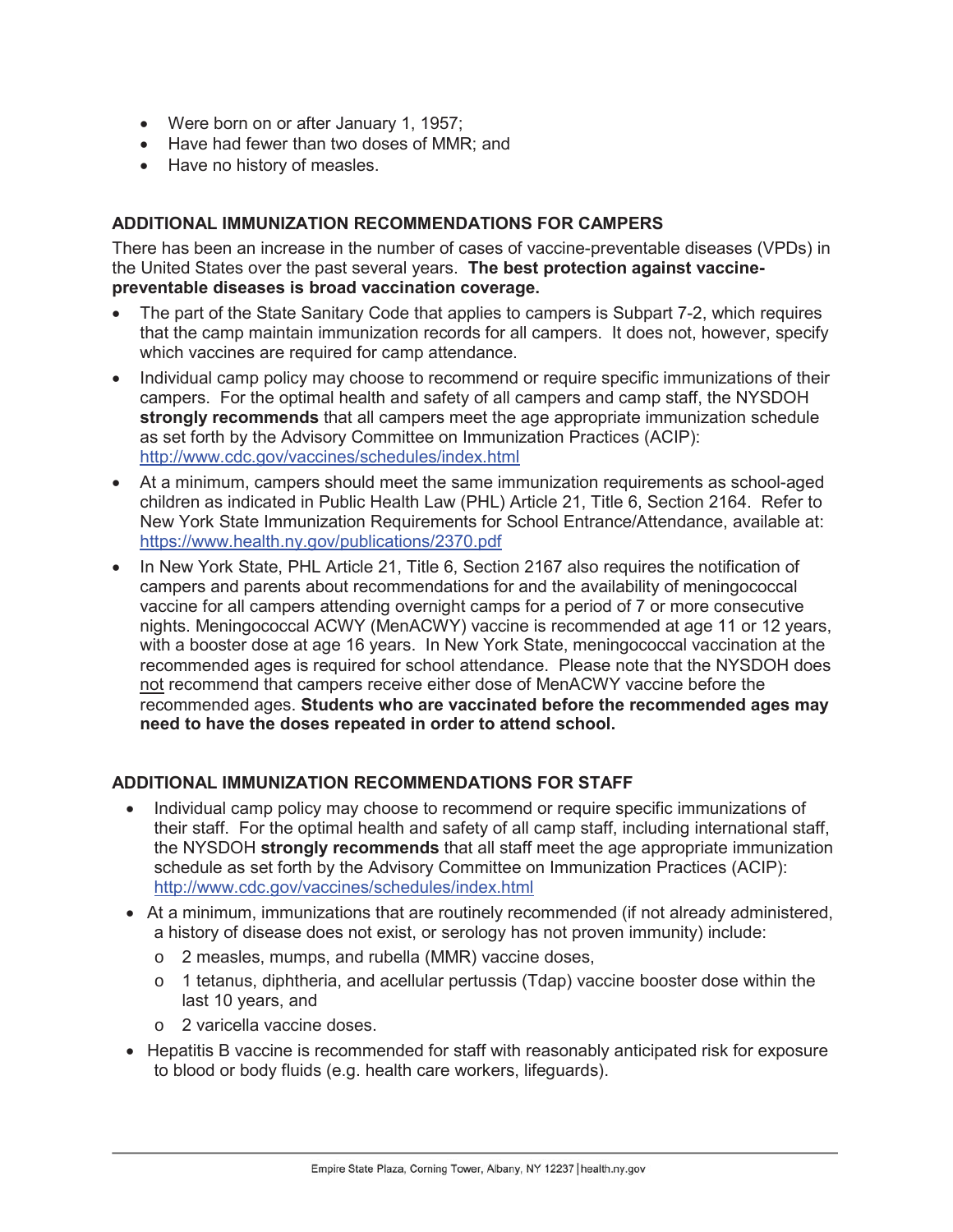- Were born on or after January 1, 1957;
- Have had fewer than two doses of MMR; and
- Have no history of measles.

## ADDITIONAL IMMUNIZATION RECOMMENDATIONS FOR CAMPERS

There has been an increase in the number of cases of vaccine-preventable diseases (VPDs) in the United States over the past several years. **The best protection against vaccine-preventable diseases is broad vaccination coverage.**

- The part of the State Sanitary Code that applies to campers is Subpart 7-2, which requires that the camp maintain immunization records for all campers. It does not, however, specify which vaccines are required for camp attendance.
- Individual camp policy may choose to recommend or require specific immunizations of their campers. For the optimal health and safety of all campers and camp staff, the NYSDOH **strongly recommends** that all campers meet the age appropriate immunization schedule as set forth by the Advisory Committee on Immunization Practices (ACIP): http://www.cdc.gov/vaccines/schedules/index.html
- At a minimum, campers should meet the same immunization requirements as school-aged children as indicated in Public Health Law (PHL) Article 21, Title 6, Section 2164. Refer to New York State Immunization Requirements for School Entrance/Attendance, available at: https://www.health.ny.gov/publications/2370.pdf
- In New York State, PHL Article 21, Title 6, Section 2167 also requires the notification of campers and parents about recommendations for and the availability of meningococcal vaccine for all campers attending overnight camps for a period of 7 or more consecutive nights. Meningococcal ACWY (MenACWY) vaccine is recommended at age 11 or 12 years, with a booster dose at age 16 years. In New York State, meningococcal vaccination at the recommended ages is required for school attendance. Please note that the NYSDOH does not recommend that campers receive either dose of MenACWY vaccine before the recommended ages. **Students who are vaccinated before the recommended ages may need to have the doses repeated in order to attend school.**

## ADDITIONAL IMMUNIZATION RECOMMENDATIONS FOR STAFF

- Individual camp policy may choose to recommend or require specific immunizations of their staff. For the optimal health and safety of all camp staff, including international staff, the NYSDOH **strongly recommends** that all staff meet the age appropriate immunization schedule as set forth by the Advisory Committee on Immunization Practices (ACIP): http://www.cdc.gov/vaccines/schedules/index.html
- At a minimum, immunizations that are routinely recommended (if not already administered, a history of disease does not exist, or serology has not proven immunity) include:
  - 2 measles, mumps, and rubella (MMR) vaccine doses,
  - 1 tetanus, diphtheria, and acellular pertussis (Tdap) vaccine booster dose within the last 10 years, and
  - 2 varicella vaccine doses.
- Hepatitis B vaccine is recommended for staff with reasonably anticipated risk for exposure to blood or body fluids (e.g. health care workers, lifeguards).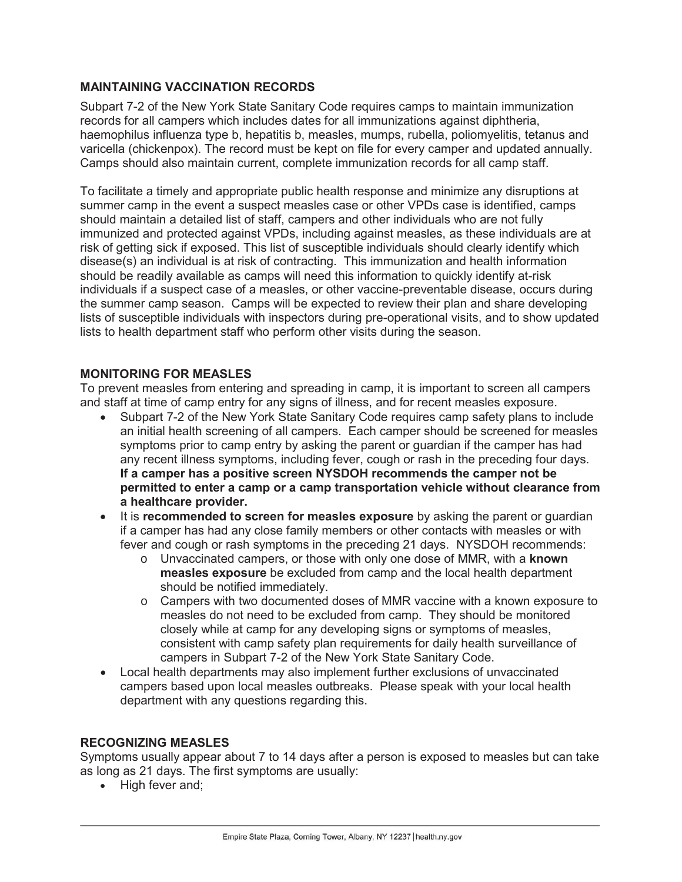## MAINTAINING VACCINATION RECORDS

Subpart 7-2 of the New York State Sanitary Code requires camps to maintain immunization records for all campers which includes dates for all immunizations against diphtheria, haemophilus influenza type b, hepatitis b, measles, mumps, rubella, poliomyelitis, tetanus and varicella (chickenpox). The record must be kept on file for every camper and updated annually. Camps should also maintain current, complete immunization records for all camp staff.

To facilitate a timely and appropriate public health response and minimize any disruptions at summer camp in the event a suspect measles case or other VPDs case is identified, camps should maintain a detailed list of staff, campers and other individuals who are not fully immunized and protected against VPDs, including against measles, as these individuals are at risk of getting sick if exposed. This list of susceptible individuals should clearly identify which disease(s) an individual is at risk of contracting. This immunization and health information should be readily available as camps will need this information to quickly identify at-risk individuals if a suspect case of a measles, or other vaccine-preventable disease, occurs during the summer camp season. Camps will be expected to review their plan and share developing lists of susceptible individuals with inspectors during pre-operational visits, and to show updated lists to health department staff who perform other visits during the season.

## MONITORING FOR MEASLES

To prevent measles from entering and spreading in camp, it is important to screen all campers and staff at time of camp entry for any signs of illness, and for recent measles exposure.

- Subpart 7-2 of the New York State Sanitary Code requires camp safety plans to include an initial health screening of all campers. Each camper should be screened for measles symptoms prior to camp entry by asking the parent or guardian if the camper has had any recent illness symptoms, including fever, cough or rash in the preceding four days. **If a camper has a positive screen NYSDOH recommends the camper not be permitted to enter a camp or a camp transportation vehicle without clearance from a healthcare provider.**
- It is **recommended to screen for measles exposure** by asking the parent or guardian if a camper has had any close family members or other contacts with measles or with fever and cough or rash symptoms in the preceding 21 days. NYSDOH recommends:
  - Unvaccinated campers, or those with only one dose of MMR, with a **known measles exposure** be excluded from camp and the local health department should be notified immediately.
  - Campers with two documented doses of MMR vaccine with a known exposure to measles do not need to be excluded from camp. They should be monitored closely while at camp for any developing signs or symptoms of measles, consistent with camp safety plan requirements for daily health surveillance of campers in Subpart 7-2 of the New York State Sanitary Code.
- Local health departments may also implement further exclusions of unvaccinated campers based upon local measles outbreaks. Please speak with your local health department with any questions regarding this.

## RECOGNIZING MEASLES

Symptoms usually appear about 7 to 14 days after a person is exposed to measles but can take as long as 21 days. The first symptoms are usually:

- High fever and;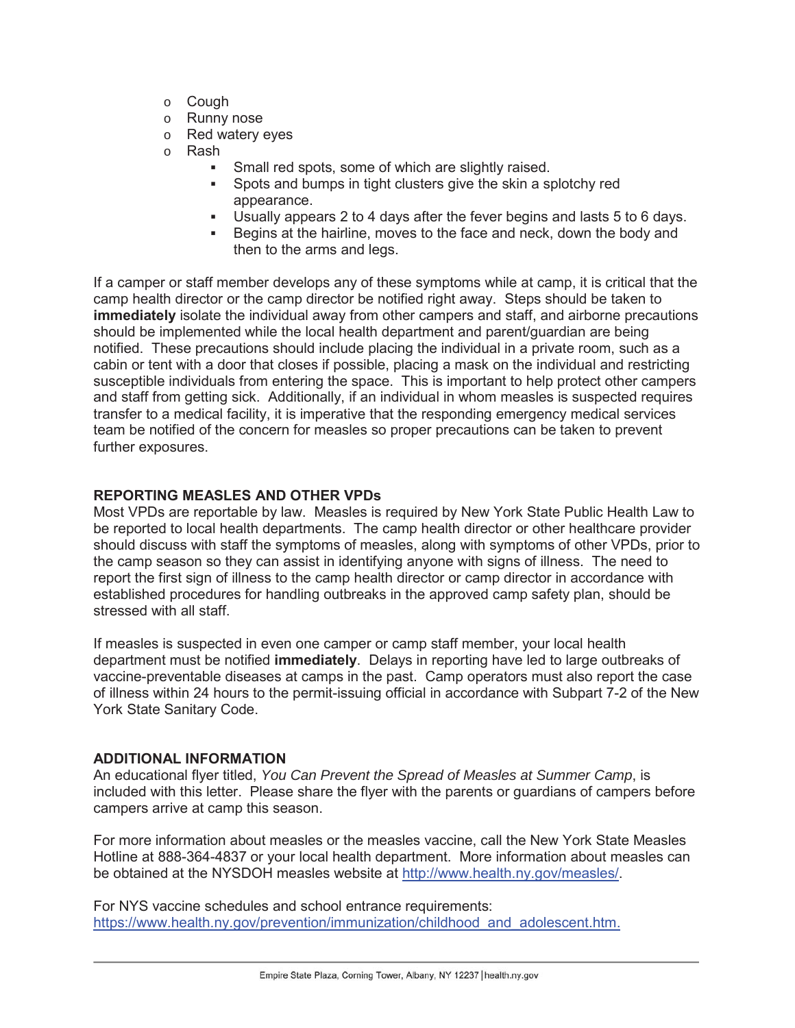- Cough
- Runny nose
- Red watery eyes
- Rash
  - Small red spots, some of which are slightly raised.
  - Spots and bumps in tight clusters give the skin a splotchy red appearance.
  - Usually appears 2 to 4 days after the fever begins and lasts 5 to 6 days.
  - Begins at the hairline, moves to the face and neck, down the body and then to the arms and legs.

If a camper or staff member develops any of these symptoms while at camp, it is critical that the camp health director or the camp director be notified right away. Steps should be taken to **immediately** isolate the individual away from other campers and staff, and airborne precautions should be implemented while the local health department and parent/guardian are being notified. These precautions should include placing the individual in a private room, such as a cabin or tent with a door that closes if possible, placing a mask on the individual and restricting susceptible individuals from entering the space. This is important to help protect other campers and staff from getting sick. Additionally, if an individual in whom measles is suspected requires transfer to a medical facility, it is imperative that the responding emergency medical services team be notified of the concern for measles so proper precautions can be taken to prevent further exposures.

## REPORTING MEASLES AND OTHER VPDs

Most VPDs are reportable by law. Measles is required by New York State Public Health Law to be reported to local health departments. The camp health director or other healthcare provider should discuss with staff the symptoms of measles, along with symptoms of other VPDs, prior to the camp season so they can assist in identifying anyone with signs of illness. The need to report the first sign of illness to the camp health director or camp director in accordance with established procedures for handling outbreaks in the approved camp safety plan, should be stressed with all staff.

If measles is suspected in even one camper or camp staff member, your local health department must be notified **immediately**. Delays in reporting have led to large outbreaks of vaccine-preventable diseases at camps in the past. Camp operators must also report the case of illness within 24 hours to the permit-issuing official in accordance with Subpart 7-2 of the New York State Sanitary Code.

## ADDITIONAL INFORMATION

An educational flyer titled, *You Can Prevent the Spread of Measles at Summer Camp*, is included with this letter. Please share the flyer with the parents or guardians of campers before campers arrive at camp this season.

For more information about measles or the measles vaccine, call the New York State Measles Hotline at 888-364-4837 or your local health department. More information about measles can be obtained at the NYSDOH measles website at http://www.health.ny.gov/measles/.

For NYS vaccine schedules and school entrance requirements: https://www.health.ny.gov/prevention/immunization/childhood_and_adolescent.htm.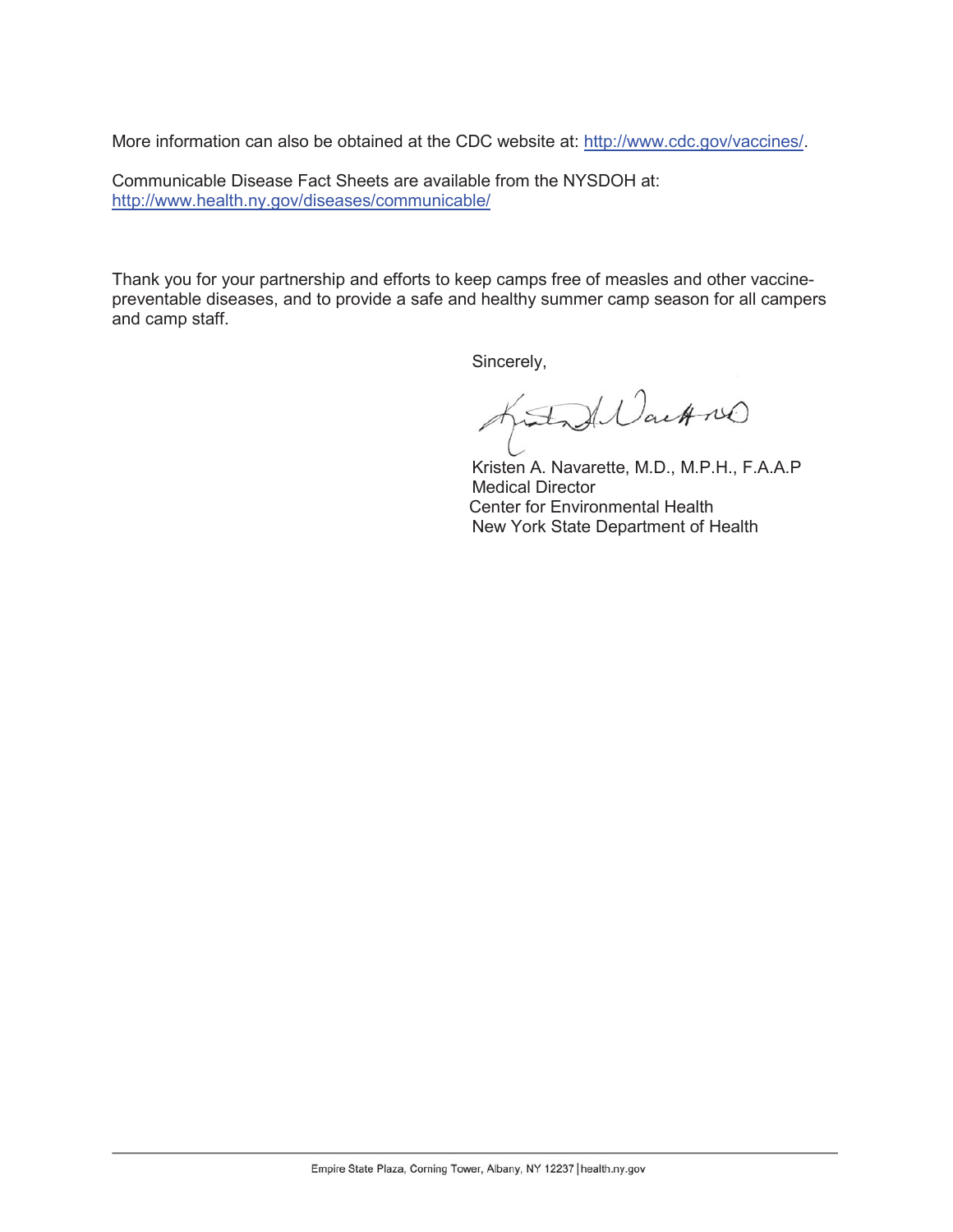More information can also be obtained at the CDC website at: http://www.cdc.gov/vaccines/.

Communicable Disease Fact Sheets are available from the NYSDOH at: http://www.health.ny.gov/diseases/communicable/

Thank you for your partnership and efforts to keep camps free of measles and other vaccine-preventable diseases, and to provide a safe and healthy summer camp season for all campers and camp staff.

Sincerely,

Kristen A. Navarette, M.D., M.P.H., F.A.A.P  
Medical Director  
Center for Environmental Health  
New York State Department of Health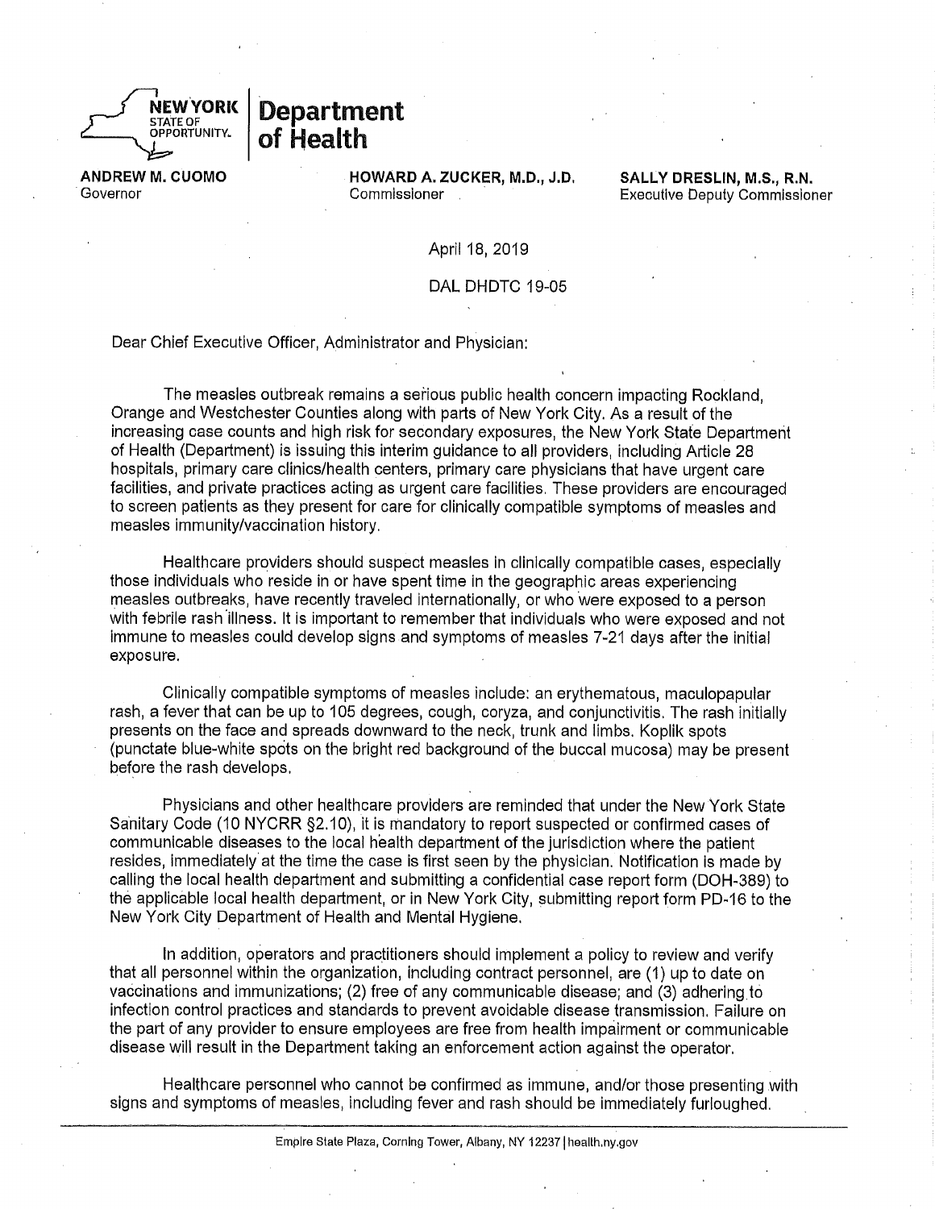**NEW YORK STATE OF OPPORTUNITY.** | **Department of Health**

**ANDREW M. CUOMO**
Governor

**HOWARD A. ZUCKER, M.D., J.D.**
Commissioner

**SALLY DRESLIN, M.S., R.N.**
Executive Deputy Commissioner

April 18, 2019

DAL DHDTC 19-05

Dear Chief Executive Officer, Administrator and Physician:

The measles outbreak remains a serious public health concern impacting Rockland, Orange and Westchester Counties along with parts of New York City. As a result of the increasing case counts and high risk for secondary exposures, the New York State Department of Health (Department) is issuing this interim guidance to all providers, including Article 28 hospitals, primary care clinics/health centers, primary care physicians that have urgent care facilities, and private practices acting as urgent care facilities. These providers are encouraged to screen patients as they present for care for clinically compatible symptoms of measles and measles immunity/vaccination history.

Healthcare providers should suspect measles in clinically compatible cases, especially those individuals who reside in or have spent time in the geographic areas experiencing measles outbreaks, have recently traveled internationally, or who were exposed to a person with febrile rash illness. It is important to remember that individuals who were exposed and not immune to measles could develop signs and symptoms of measles 7-21 days after the initial exposure.

Clinically compatible symptoms of measles include: an erythematous, maculopapular rash, a fever that can be up to 105 degrees, cough, coryza, and conjunctivitis. The rash initially presents on the face and spreads downward to the neck, trunk and limbs. Koplik spots (punctate blue-white spots on the bright red background of the buccal mucosa) may be present before the rash develops.

Physicians and other healthcare providers are reminded that under the New York State Sanitary Code (10 NYCRR §2.10), it is mandatory to report suspected or confirmed cases of communicable diseases to the local health department of the jurisdiction where the patient resides, immediately at the time the case is first seen by the physician. Notification is made by calling the local health department and submitting a confidential case report form (DOH-389) to the applicable local health department, or in New York City, submitting report form PD-16 to the New York City Department of Health and Mental Hygiene.

In addition, operators and practitioners should implement a policy to review and verify that all personnel within the organization, including contract personnel, are (1) up to date on vaccinations and immunizations; (2) free of any communicable disease; and (3) adhering to infection control practices and standards to prevent avoidable disease transmission. Failure on the part of any provider to ensure employees are free from health impairment or communicable disease will result in the Department taking an enforcement action against the operator.

Healthcare personnel who cannot be confirmed as immune, and/or those presenting with signs and symptoms of measles, including fever and rash should be immediately furloughed.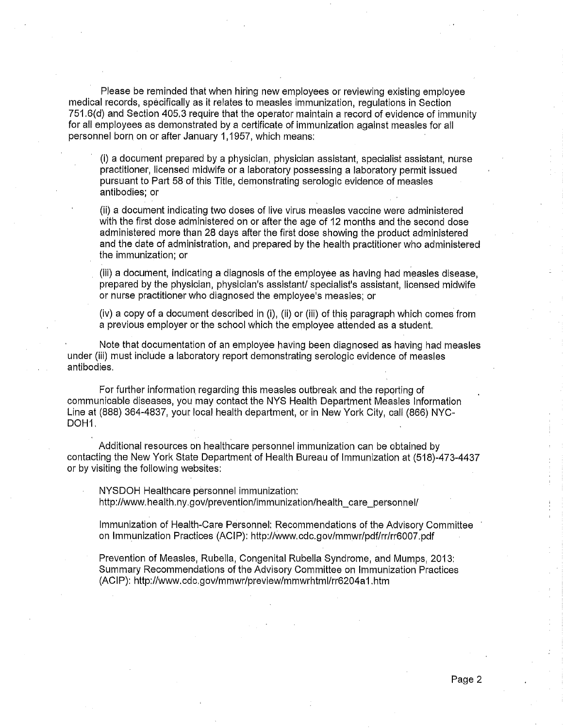Please be reminded that when hiring new employees or reviewing existing employee medical records, specifically as it relates to measles immunization, regulations in Section 751.6(d) and Section 405.3 require that the operator maintain a record of evidence of immunity for all employees as demonstrated by a certificate of immunization against measles for all personnel born on or after January 1,1957, which means:

(i) a document prepared by a physician, physician assistant, specialist assistant, nurse practitioner, licensed midwife or a laboratory possessing a laboratory permit issued pursuant to Part 58 of this Title, demonstrating serologic evidence of measles antibodies; or

(ii) a document indicating two doses of live virus measles vaccine were administered with the first dose administered on or after the age of 12 months and the second dose administered more than 28 days after the first dose showing the product administered and the date of administration, and prepared by the health practitioner who administered the immunization; or

(iii) a document, indicating a diagnosis of the employee as having had measles disease, prepared by the physician, physician's assistant/ specialist's assistant, licensed midwife or nurse practitioner who diagnosed the employee's measles; or

(iv) a copy of a document described in (i), (ii) or (iii) of this paragraph which comes from a previous employer or the school which the employee attended as a student.

Note that documentation of an employee having been diagnosed as having had measles under (iii) must include a laboratory report demonstrating serologic evidence of measles antibodies.

For further information regarding this measles outbreak and the reporting of communicable diseases, you may contact the NYS Health Department Measles Information Line at (888) 364-4837, your local health department, or in New York City, call (866) NYC-DOH1.

Additional resources on healthcare personnel immunization can be obtained by contacting the New York State Department of Health Bureau of Immunization at (518)-473-4437 or by visiting the following websites:

NYSDOH Healthcare personnel immunization:
http://www.health.ny.gov/prevention/immunization/health_care_personnel/

Immunization of Health-Care Personnel: Recommendations of the Advisory Committee on Immunization Practices (ACIP): http://www.cdc.gov/mmwr/pdf/rr/rr6007.pdf

Prevention of Measles, Rubella, Congenital Rubella Syndrome, and Mumps, 2013: Summary Recommendations of the Advisory Committee on Immunization Practices (ACIP): http://www.cdc.gov/mmwr/preview/mmwrhtml/rr6204a1.htm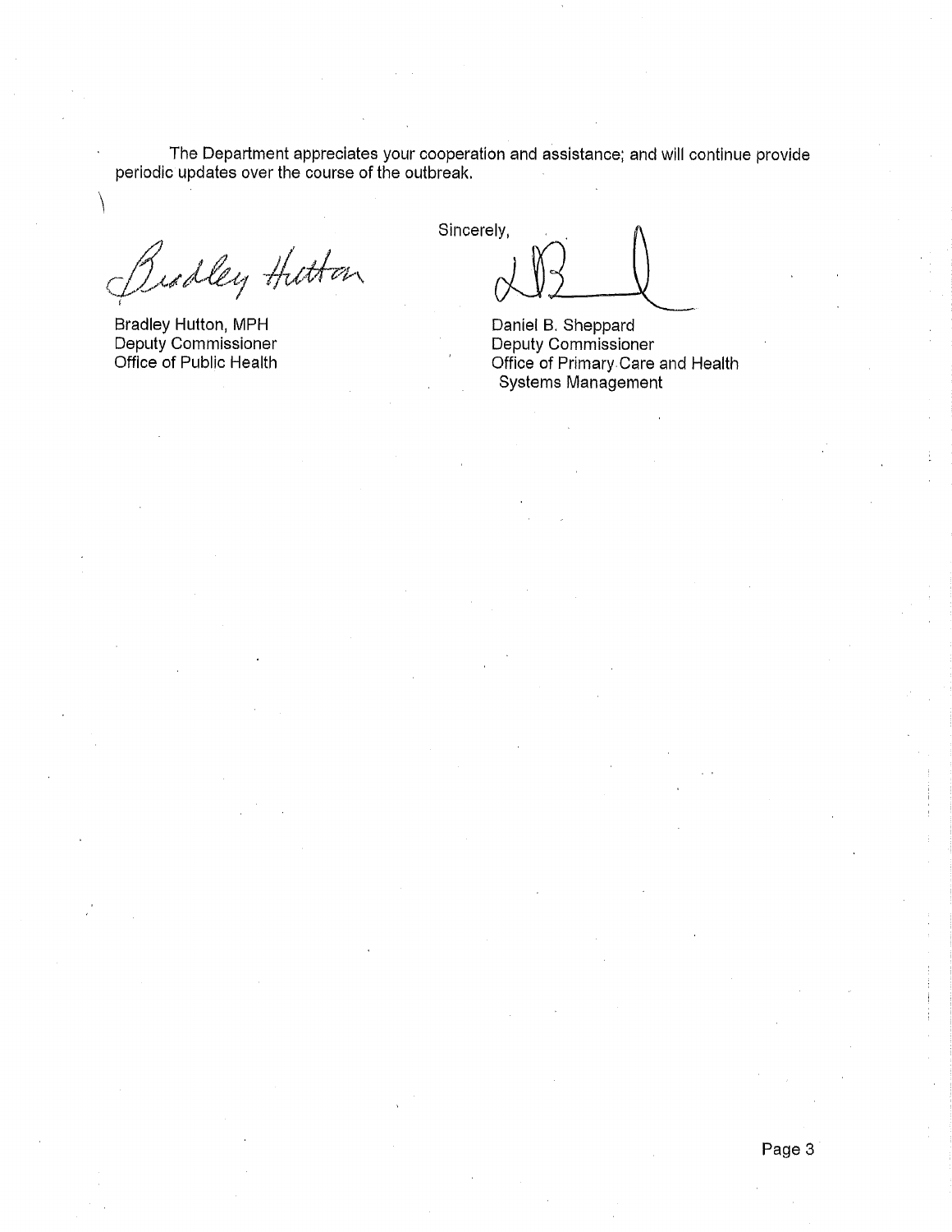The Department appreciates your cooperation and assistance; and will continue provide periodic updates over the course of the outbreak.

Sincerely,

Bradley Hutton, MPH
Deputy Commissioner
Office of Public Health

Daniel B. Sheppard
Deputy Commissioner
Office of Primary Care and Health Systems Management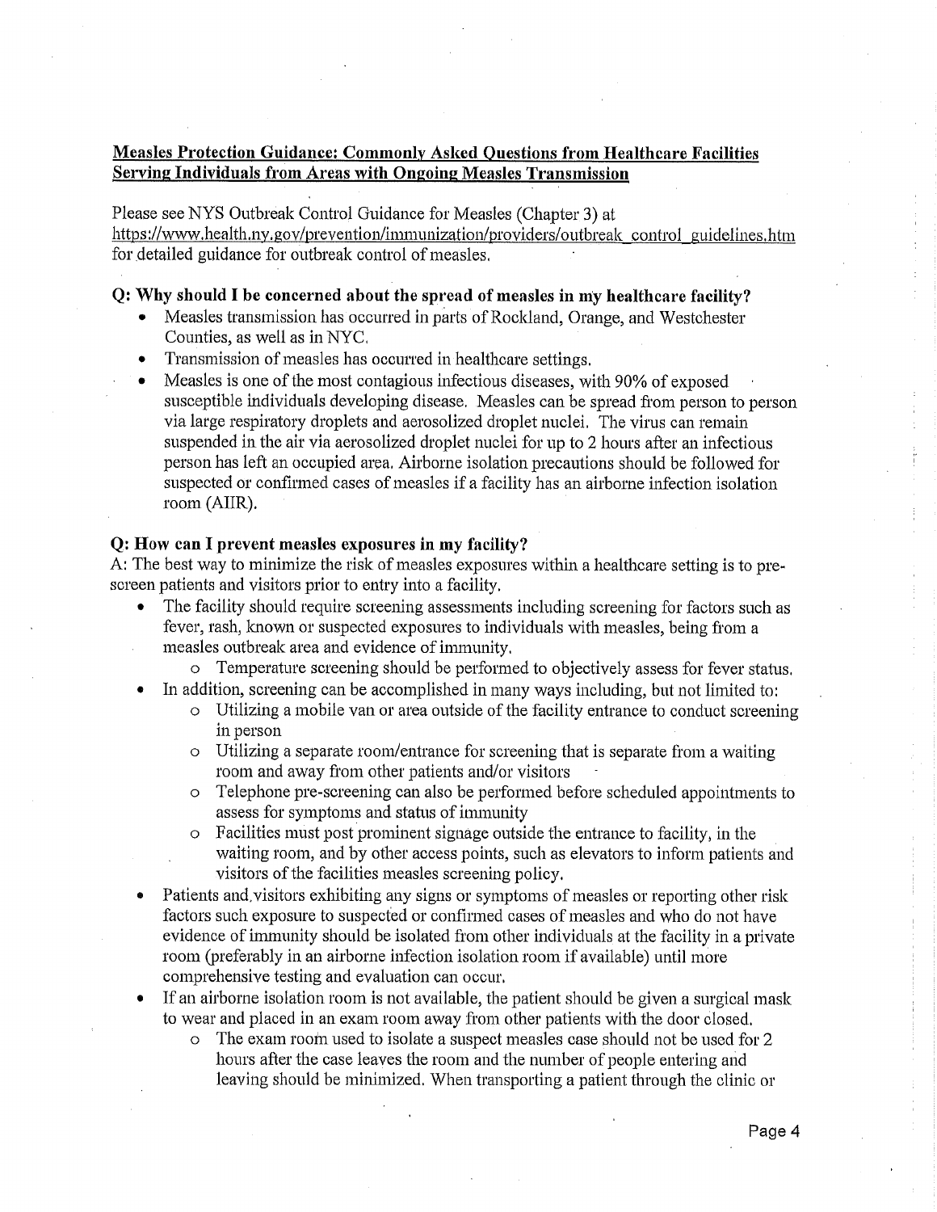## Measles Protection Guidance: Commonly Asked Questions from Healthcare Facilities Serving Individuals from Areas with Ongoing Measles Transmission

Please see NYS Outbreak Control Guidance for Measles (Chapter 3) at https://www.health.ny.gov/prevention/immunization/providers/outbreak_control_guidelines.htm for detailed guidance for outbreak control of measles.

### Q: Why should I be concerned about the spread of measles in my healthcare facility?

- Measles transmission has occurred in parts of Rockland, Orange, and Westchester Counties, as well as in NYC.
- Transmission of measles has occurred in healthcare settings.
- Measles is one of the most contagious infectious diseases, with 90% of exposed susceptible individuals developing disease. Measles can be spread from person to person via large respiratory droplets and aerosolized droplet nuclei. The virus can remain suspended in the air via aerosolized droplet nuclei for up to 2 hours after an infectious person has left an occupied area. Airborne isolation precautions should be followed for suspected or confirmed cases of measles if a facility has an airborne infection isolation room (AIIR).

### Q: How can I prevent measles exposures in my facility?

A: The best way to minimize the risk of measles exposures within a healthcare setting is to pre-screen patients and visitors prior to entry into a facility.

- The facility should require screening assessments including screening for factors such as fever, rash, known or suspected exposures to individuals with measles, being from a measles outbreak area and evidence of immunity.
  - Temperature screening should be performed to objectively assess for fever status.
- In addition, screening can be accomplished in many ways including, but not limited to:
  - Utilizing a mobile van or area outside of the facility entrance to conduct screening in person
  - Utilizing a separate room/entrance for screening that is separate from a waiting room and away from other patients and/or visitors
  - Telephone pre-screening can also be performed before scheduled appointments to assess for symptoms and status of immunity
  - Facilities must post prominent signage outside the entrance to facility, in the waiting room, and by other access points, such as elevators to inform patients and visitors of the facilities measles screening policy.
- Patients and visitors exhibiting any signs or symptoms of measles or reporting other risk factors such exposure to suspected or confirmed cases of measles and who do not have evidence of immunity should be isolated from other individuals at the facility in a private room (preferably in an airborne infection isolation room if available) until more comprehensive testing and evaluation can occur.
- If an airborne isolation room is not available, the patient should be given a surgical mask to wear and placed in an exam room away from other patients with the door closed.
  - The exam room used to isolate a suspect measles case should not be used for 2 hours after the case leaves the room and the number of people entering and leaving should be minimized. When transporting a patient through the clinic or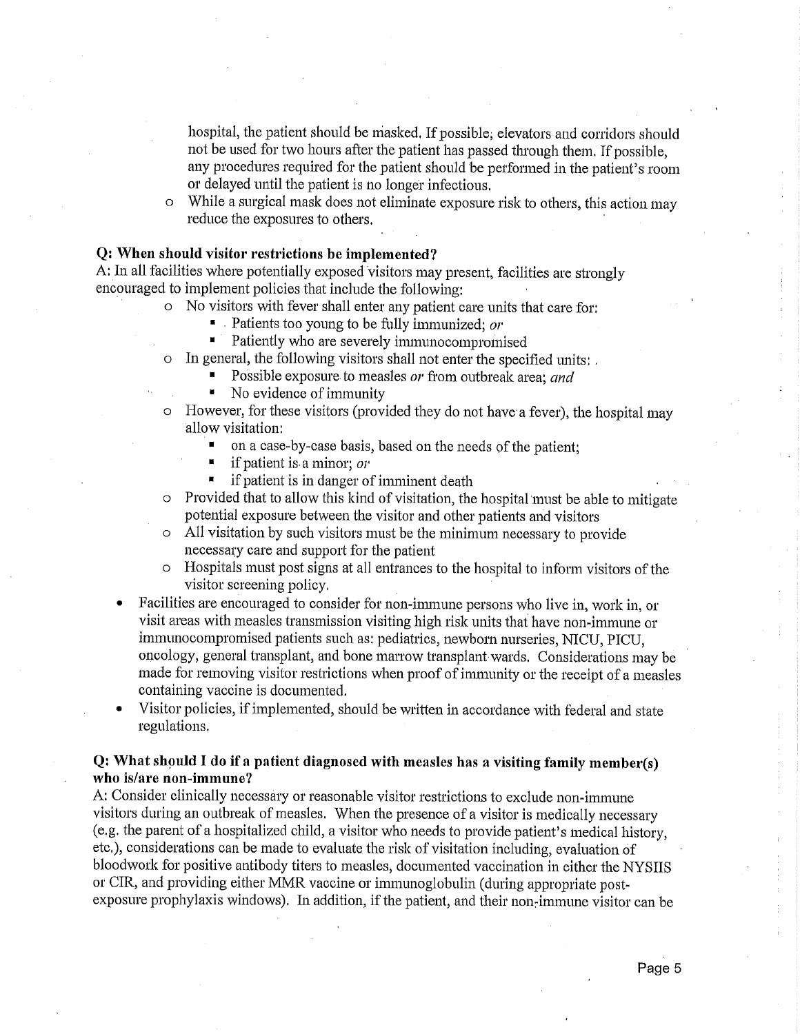hospital, the patient should be masked. If possible, elevators and corridors should not be used for two hours after the patient has passed through them. If possible, any procedures required for the patient should be performed in the patient's room or delayed until the patient is no longer infectious.

  - While a surgical mask does not eliminate exposure risk to others, this action may reduce the exposures to others.

**Q: When should visitor restrictions be implemented?**

A: In all facilities where potentially exposed visitors may present, facilities are strongly encouraged to implement policies that include the following:

  - No visitors with fever shall enter any patient care units that care for:
    - Patients too young to be fully immunized; *or*
    - Patiently who are severely immunocompromised
  - In general, the following visitors shall not enter the specified units:
    - Possible exposure to measles *or* from outbreak area; *and*
    - No evidence of immunity
  - However, for these visitors (provided they do not have a fever), the hospital may allow visitation:
    - on a case-by-case basis, based on the needs of the patient;
    - if patient is a minor; *or*
    - if patient is in danger of imminent death
  - Provided that to allow this kind of visitation, the hospital must be able to mitigate potential exposure between the visitor and other patients and visitors
  - All visitation by such visitors must be the minimum necessary to provide necessary care and support for the patient
  - Hospitals must post signs at all entrances to the hospital to inform visitors of the visitor screening policy.

- Facilities are encouraged to consider for non-immune persons who live in, work in, or visit areas with measles transmission visiting high risk units that have non-immune or immunocompromised patients such as: pediatrics, newborn nurseries, NICU, PICU, oncology, general transplant, and bone marrow transplant wards. Considerations may be made for removing visitor restrictions when proof of immunity or the receipt of a measles containing vaccine is documented.
- Visitor policies, if implemented, should be written in accordance with federal and state regulations.

**Q: What should I do if a patient diagnosed with measles has a visiting family member(s) who is/are non-immune?**

A: Consider clinically necessary or reasonable visitor restrictions to exclude non-immune visitors during an outbreak of measles. When the presence of a visitor is medically necessary (e.g. the parent of a hospitalized child, a visitor who needs to provide patient's medical history, etc.), considerations can be made to evaluate the risk of visitation including, evaluation of bloodwork for positive antibody titers to measles, documented vaccination in either the NYSIIS or CIR, and providing either MMR vaccine or immunoglobulin (during appropriate post-exposure prophylaxis windows). In addition, if the patient, and their non-immune visitor can be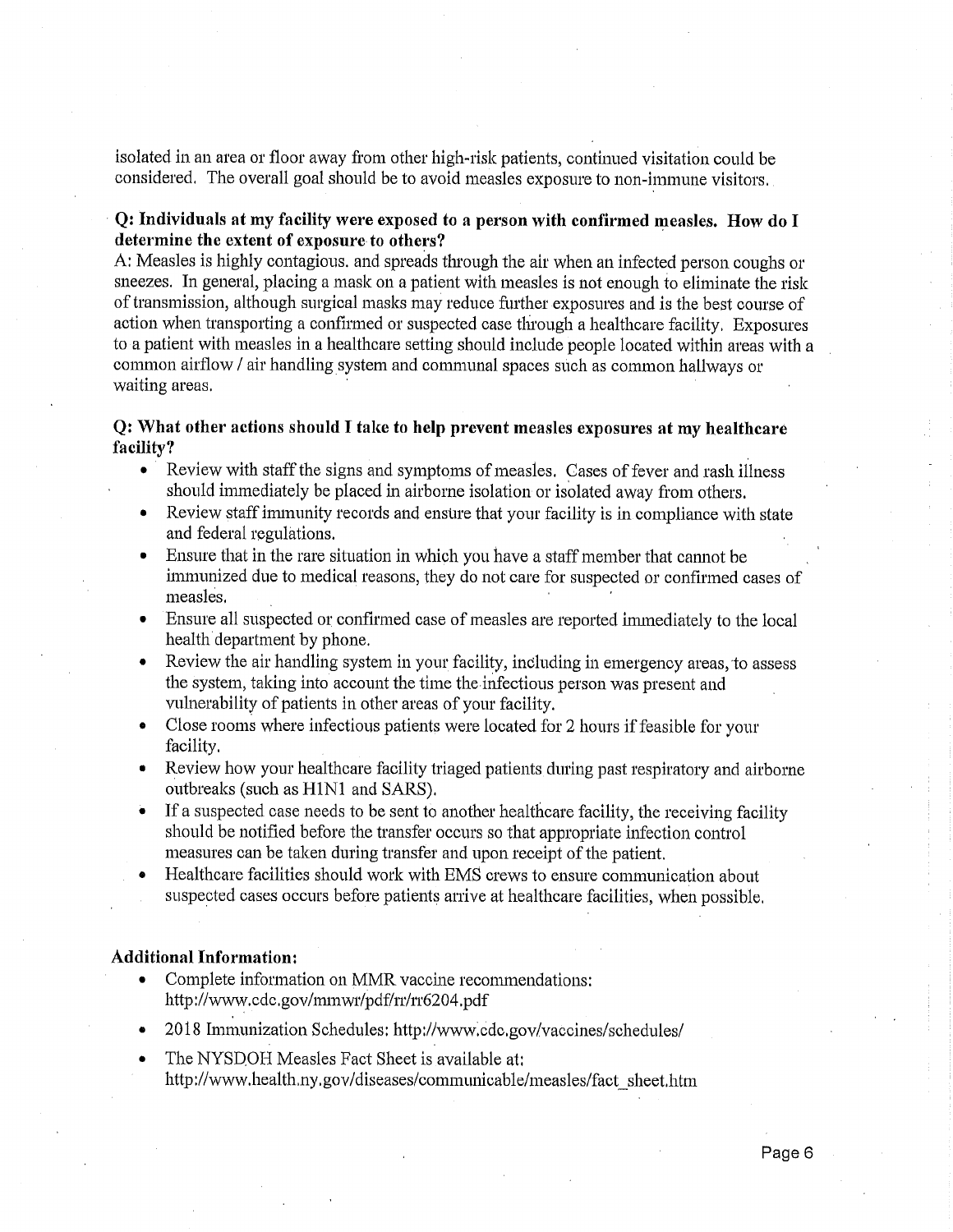isolated in an area or floor away from other high-risk patients, continued visitation could be considered. The overall goal should be to avoid measles exposure to non-immune visitors.

**Q: Individuals at my facility were exposed to a person with confirmed measles. How do I determine the extent of exposure to others?**

A: Measles is highly contagious. and spreads through the air when an infected person coughs or sneezes. In general, placing a mask on a patient with measles is not enough to eliminate the risk of transmission, although surgical masks may reduce further exposures and is the best course of action when transporting a confirmed or suspected case through a healthcare facility. Exposures to a patient with measles in a healthcare setting should include people located within areas with a common airflow / air handling system and communal spaces such as common hallways or waiting areas.

**Q: What other actions should I take to help prevent measles exposures at my healthcare facility?**

- Review with staff the signs and symptoms of measles. Cases of fever and rash illness should immediately be placed in airborne isolation or isolated away from others.
- Review staff immunity records and ensure that your facility is in compliance with state and federal regulations.
- Ensure that in the rare situation in which you have a staff member that cannot be immunized due to medical reasons, they do not care for suspected or confirmed cases of measles.
- Ensure all suspected or confirmed case of measles are reported immediately to the local health department by phone.
- Review the air handling system in your facility, including in emergency areas, to assess the system, taking into account the time the infectious person was present and vulnerability of patients in other areas of your facility.
- Close rooms where infectious patients were located for 2 hours if feasible for your facility.
- Review how your healthcare facility triaged patients during past respiratory and airborne outbreaks (such as H1N1 and SARS).
- If a suspected case needs to be sent to another healthcare facility, the receiving facility should be notified before the transfer occurs so that appropriate infection control measures can be taken during transfer and upon receipt of the patient.
- Healthcare facilities should work with EMS crews to ensure communication about suspected cases occurs before patients arrive at healthcare facilities, when possible.

**Additional Information:**

- Complete information on MMR vaccine recommendations: http://www.cdc.gov/mmwr/pdf/rr/rr6204.pdf
- 2018 Immunization Schedules: http://www.cdc.gov/vaccines/schedules/
- The NYSDOH Measles Fact Sheet is available at: http://www.health.ny.gov/diseases/communicable/measles/fact_sheet.htm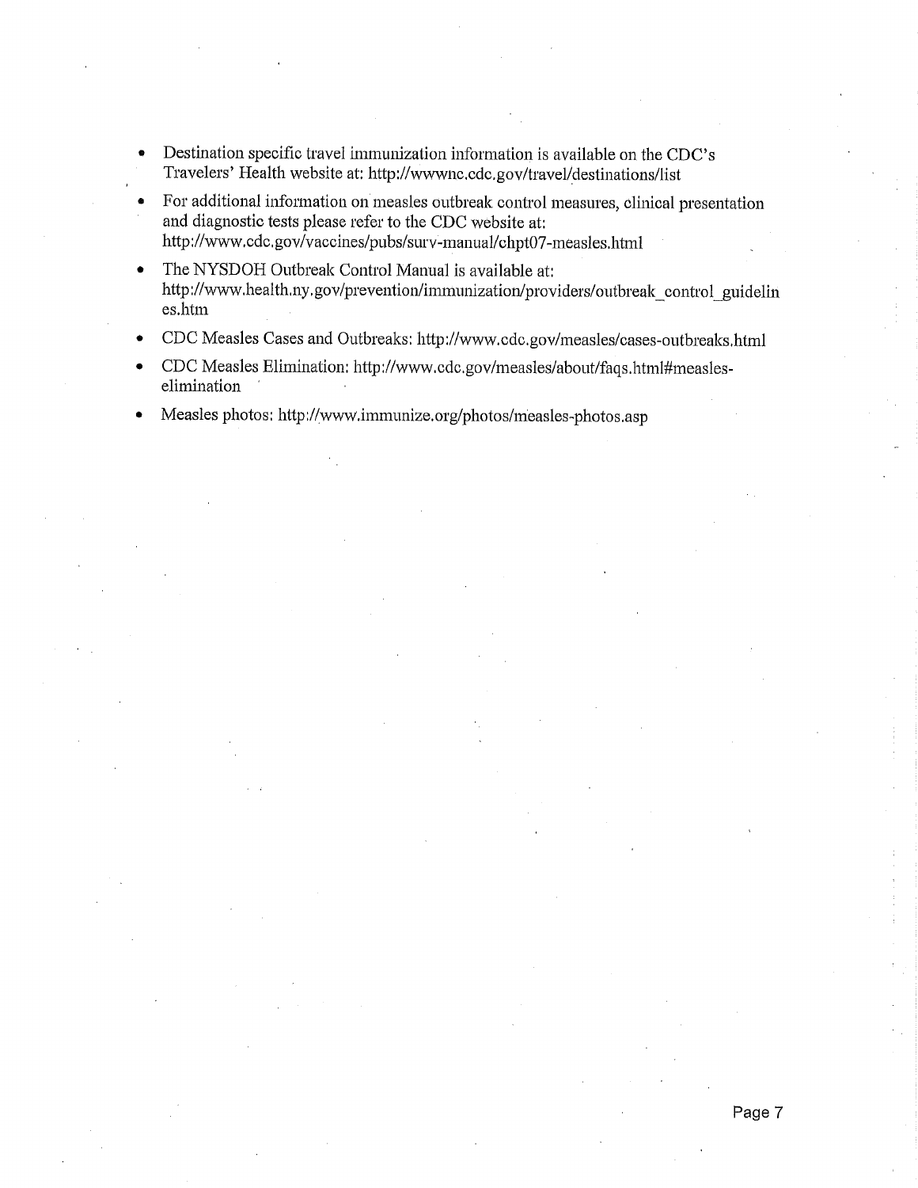- Destination specific travel immunization information is available on the CDC's Travelers' Health website at: http://wwwnc.cdc.gov/travel/destinations/list
- For additional information on measles outbreak control measures, clinical presentation and diagnostic tests please refer to the CDC website at: http://www.cdc.gov/vaccines/pubs/surv-manual/chpt07-measles.html
- The NYSDOH Outbreak Control Manual is available at: http://www.health.ny.gov/prevention/immunization/providers/outbreak_control_guidelines.htm
- CDC Measles Cases and Outbreaks: http://www.cdc.gov/measles/cases-outbreaks.html
- CDC Measles Elimination: http://www.cdc.gov/measles/about/faqs.html#measles-elimination
- Measles photos: http://www.immunize.org/photos/measles-photos.asp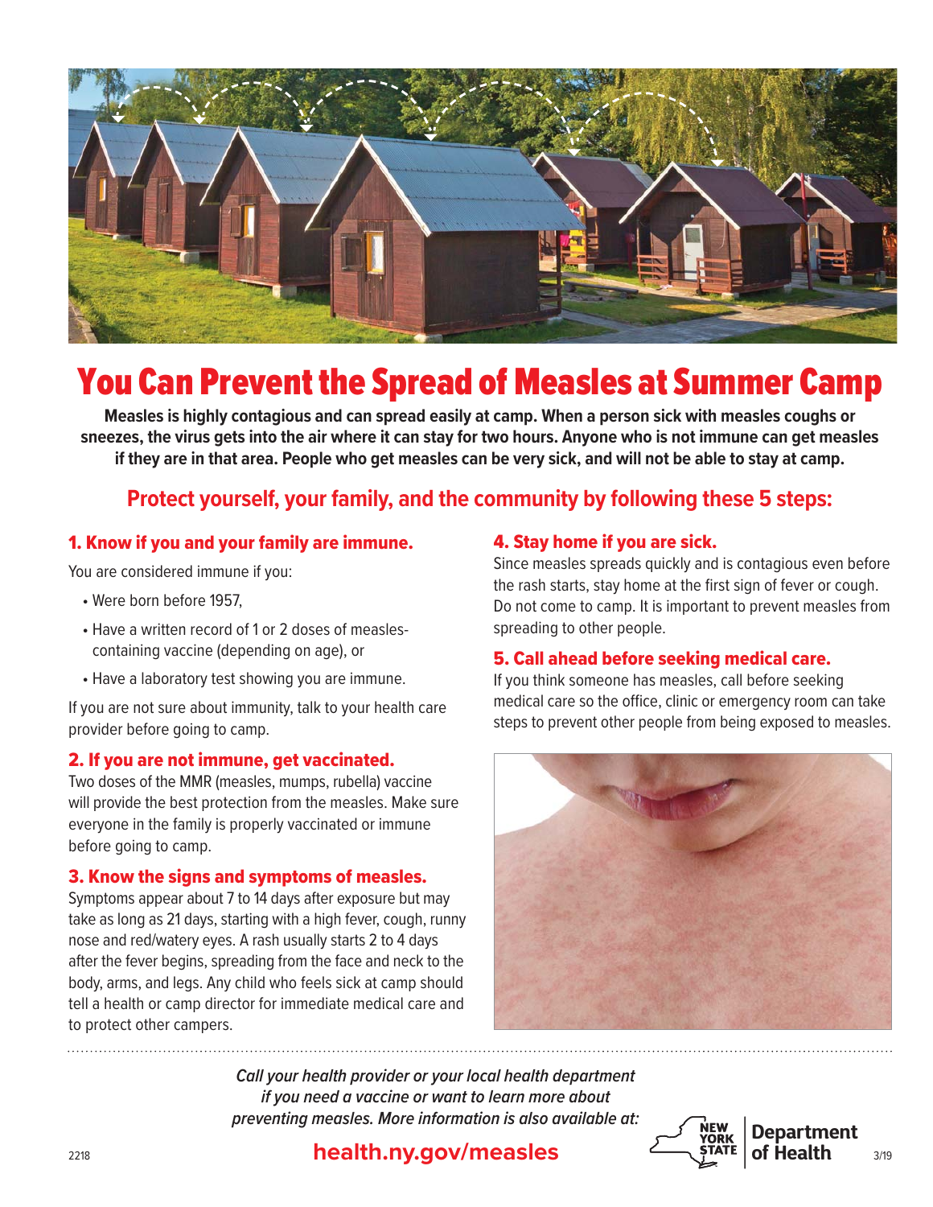# You Can Prevent the Spread of Measles at Summer Camp

**Measles is highly contagious and can spread easily at camp. When a person sick with measles coughs or sneezes, the virus gets into the air where it can stay for two hours. Anyone who is not immune can get measles if they are in that area. People who get measles can be very sick, and will not be able to stay at camp.**

## Protect yourself, your family, and the community by following these 5 steps:

### 1. Know if you and your family are immune.

You are considered immune if you:

- Were born before 1957,
- Have a written record of 1 or 2 doses of measles-containing vaccine (depending on age), or
- Have a laboratory test showing you are immune.

If you are not sure about immunity, talk to your health care provider before going to camp.

### 2. If you are not immune, get vaccinated.

Two doses of the MMR (measles, mumps, rubella) vaccine will provide the best protection from the measles. Make sure everyone in the family is properly vaccinated or immune before going to camp.

### 3. Know the signs and symptoms of measles.

Symptoms appear about 7 to 14 days after exposure but may take as long as 21 days, starting with a high fever, cough, runny nose and red/watery eyes. A rash usually starts 2 to 4 days after the fever begins, spreading from the face and neck to the body, arms, and legs. Any child who feels sick at camp should tell a health or camp director for immediate medical care and to protect other campers.

### 4. Stay home if you are sick.

Since measles spreads quickly and is contagious even before the rash starts, stay home at the first sign of fever or cough. Do not come to camp. It is important to prevent measles from spreading to other people.

### 5. Call ahead before seeking medical care.

If you think someone has measles, call before seeking medical care so the office, clinic or emergency room can take steps to prevent other people from being exposed to measles.

*Call your health provider or your local health department if you need a vaccine or want to learn more about preventing measles. More information is also available at:*

**health.ny.gov/measles**

2218

NEW YORK STATE | Department of Health

3/19